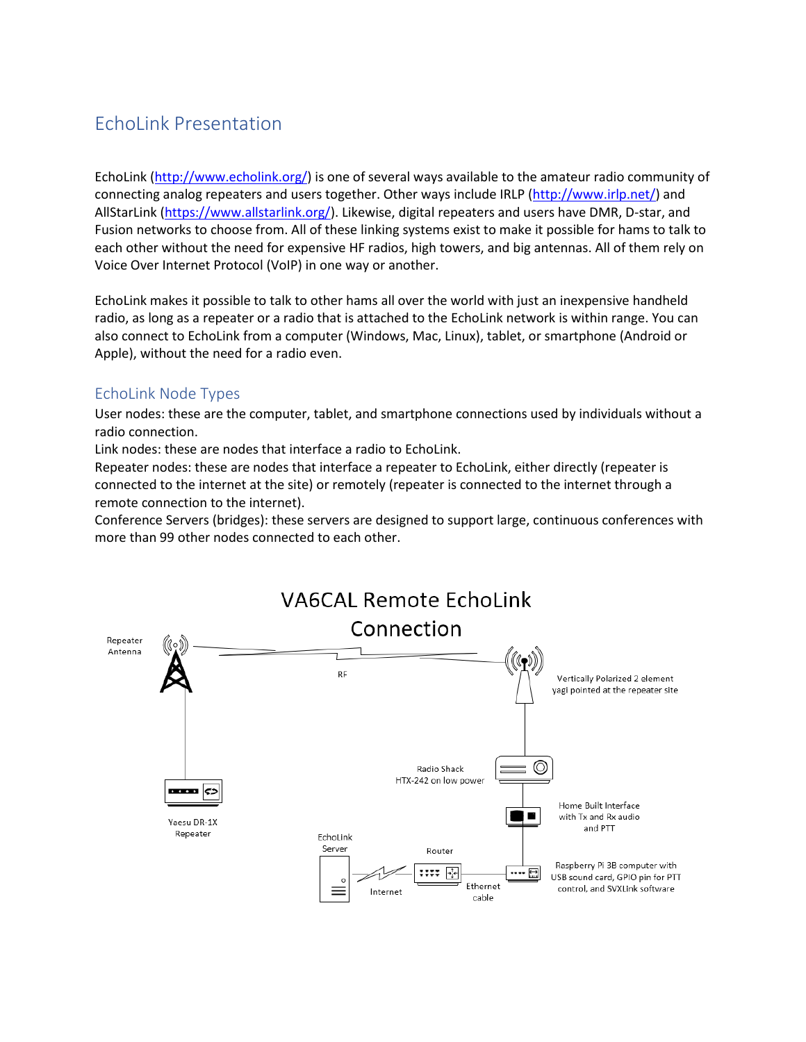# EchoLink Presentation

EchoLink (http://www.echolink.org/) is one of several ways available to the amateur radio community of connecting analog repeaters and users together. Other ways include IRLP (http://www.irlp.net/) and AllStarLink (https://www.allstarlink.org/). Likewise, digital repeaters and users have DMR, D-star, and Fusion networks to choose from. All of these linking systems exist to make it possible for hams to talk to each other without the need for expensive HF radios, high towers, and big antennas. All of them rely on Voice Over Internet Protocol (VoIP) in one way or another.

EchoLink makes it possible to talk to other hams all over the world with just an inexpensive handheld radio, as long as a repeater or a radio that is attached to the EchoLink network is within range. You can also connect to EchoLink from a computer (Windows, Mac, Linux), tablet, or smartphone (Android or Apple), without the need for a radio even.

## EchoLink Node Types

User nodes: these are the computer, tablet, and smartphone connections used by individuals without a radio connection.
Link nodes: these are nodes that interface a radio to EchoLink.
Repeater nodes: these are nodes that interface a repeater to EchoLink, either directly (repeater is connected to the internet at the site) or remotely (repeater is connected to the internet through a remote connection to the internet).
Conference Servers (bridges): these servers are designed to support large, continuous conferences with more than 99 other nodes connected to each other.

VA6CAL Remote EchoLink Connection

Repeater Antenna

RF

Vertically Polarized 2 element yagi pointed at the repeater site

Radio Shack HTX-242 on low power

Home Built Interface with Tx and Rx audio and PTT

Yaesu DR-1X Repeater

EchoLink Server

Router

Internet

Ethernet cable

Raspberry Pi 3B computer with USB sound card, GPIO pin for PTT control, and SVXLink software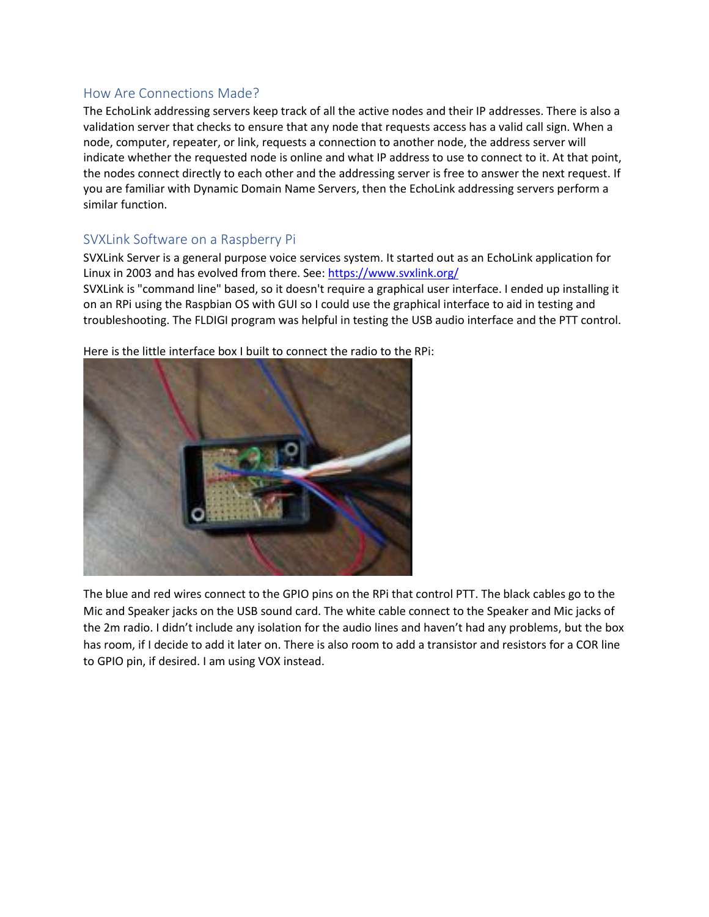## How Are Connections Made?

The EchoLink addressing servers keep track of all the active nodes and their IP addresses. There is also a validation server that checks to ensure that any node that requests access has a valid call sign. When a node, computer, repeater, or link, requests a connection to another node, the address server will indicate whether the requested node is online and what IP address to use to connect to it. At that point, the nodes connect directly to each other and the addressing server is free to answer the next request. If you are familiar with Dynamic Domain Name Servers, then the EchoLink addressing servers perform a similar function.

## SVXLink Software on a Raspberry Pi

SVXLink Server is a general purpose voice services system. It started out as an EchoLink application for Linux in 2003 and has evolved from there. See: [https://www.svxlink.org/](https://www.svxlink.org/)

SVXLink is "command line" based, so it doesn't require a graphical user interface. I ended up installing it on an RPi using the Raspbian OS with GUI so I could use the graphical interface to aid in testing and troubleshooting. The FLDIGI program was helpful in testing the USB audio interface and the PTT control.

Here is the little interface box I built to connect the radio to the RPi:

The blue and red wires connect to the GPIO pins on the RPi that control PTT. The black cables go to the Mic and Speaker jacks on the USB sound card. The white cable connect to the Speaker and Mic jacks of the 2m radio. I didn't include any isolation for the audio lines and haven't had any problems, but the box has room, if I decide to add it later on. There is also room to add a transistor and resistors for a COR line to GPIO pin, if desired. I am using VOX instead.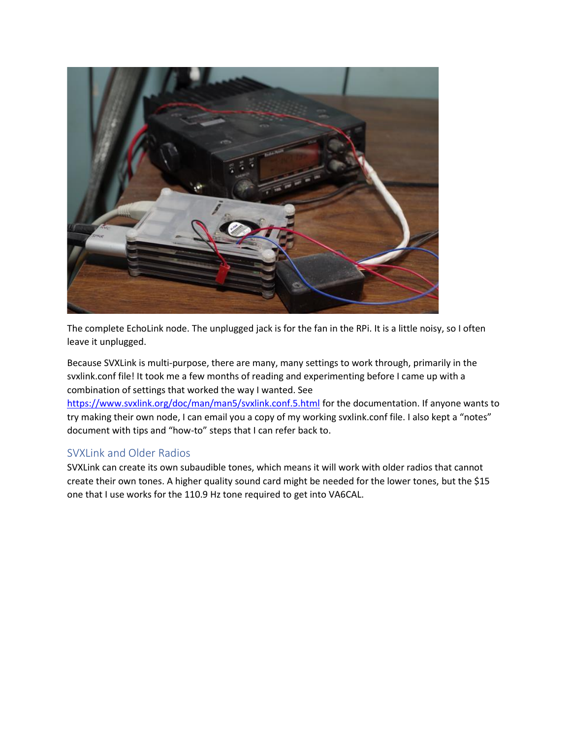The complete EchoLink node. The unplugged jack is for the fan in the RPi. It is a little noisy, so I often leave it unplugged.

Because SVXLink is multi-purpose, there are many, many settings to work through, primarily in the svxlink.conf file! It took me a few months of reading and experimenting before I came up with a combination of settings that worked the way I wanted. See https://www.svxlink.org/doc/man/man5/svxlink.conf.5.html for the documentation. If anyone wants to try making their own node, I can email you a copy of my working svxlink.conf file. I also kept a "notes" document with tips and "how-to" steps that I can refer back to.

## SVXLink and Older Radios

SVXLink can create its own subaudible tones, which means it will work with older radios that cannot create their own tones. A higher quality sound card might be needed for the lower tones, but the $15 one that I use works for the 110.9 Hz tone required to get into VA6CAL.